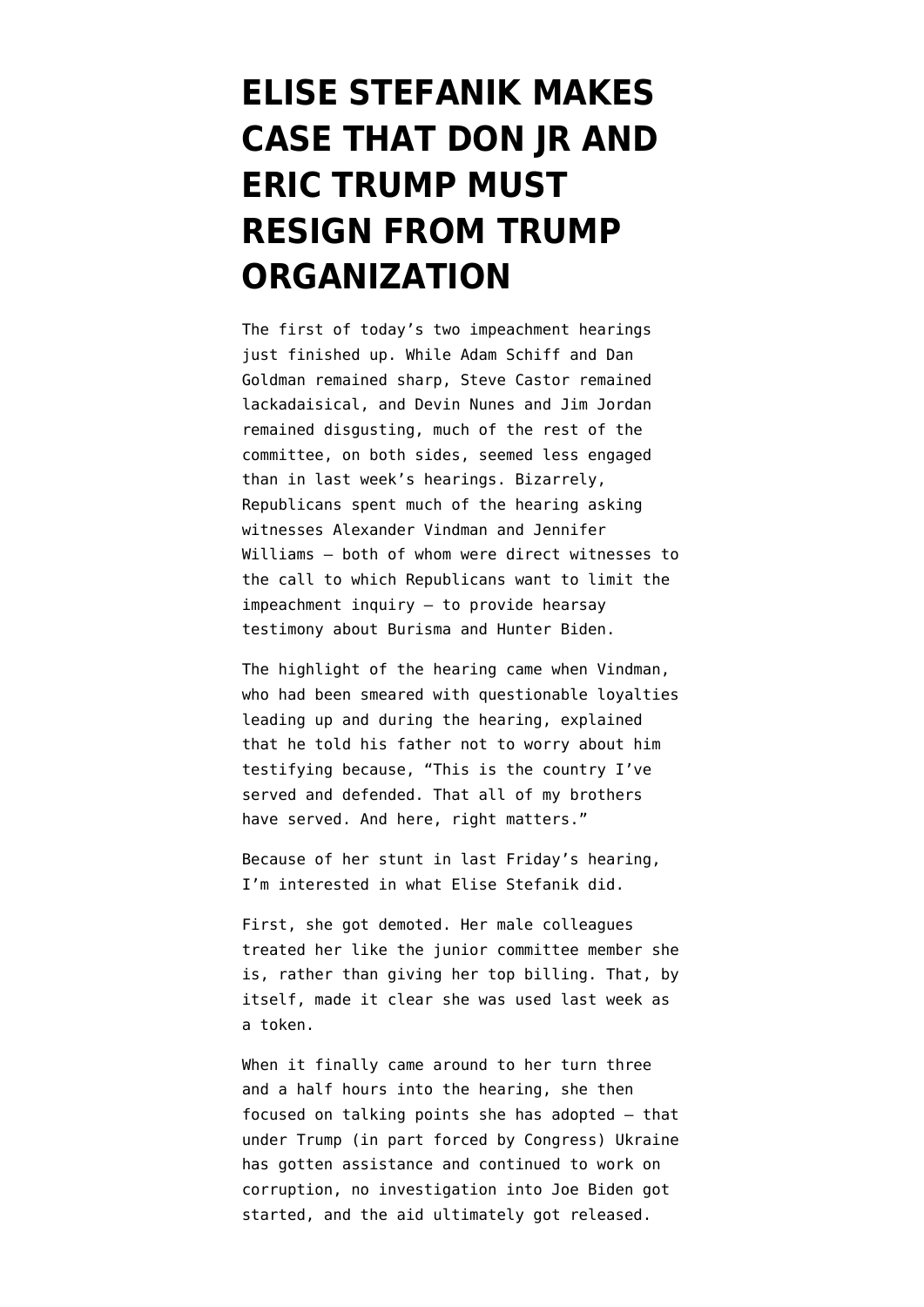# ELISE STEFANIK MAKES CASE THAT DON JR AND ERIC TRUMP MUST RESIGN FROM TRUMP ORGANIZATION

The first of today's two impeachment hearings just finished up. While Adam Schiff and Dan Goldman remained sharp, Steve Castor remained lackadaisical, and Devin Nunes and Jim Jordan remained disgusting, much of the rest of the committee, on both sides, seemed less engaged than in last week's hearings. Bizarrely, Republicans spent much of the hearing asking witnesses Alexander Vindman and Jennifer Williams — both of whom were direct witnesses to the call to which Republicans want to limit the impeachment inquiry — to provide hearsay testimony about Burisma and Hunter Biden.

The highlight of the hearing came when Vindman, who had been smeared with questionable loyalties leading up and during the hearing, explained that he told his father not to worry about him testifying because, "This is the country I've served and defended. That all of my brothers have served. And here, right matters."

Because of her stunt in last Friday's hearing, I'm interested in what Elise Stefanik did.

First, she got demoted. Her male colleagues treated her like the junior committee member she is, rather than giving her top billing. That, by itself, made it clear she was used last week as a token.

When it finally came around to her turn three and a half hours into the hearing, she then focused on talking points she has adopted — that under Trump (in part forced by Congress) Ukraine has gotten assistance and continued to work on corruption, no investigation into Joe Biden got started, and the aid ultimately got released.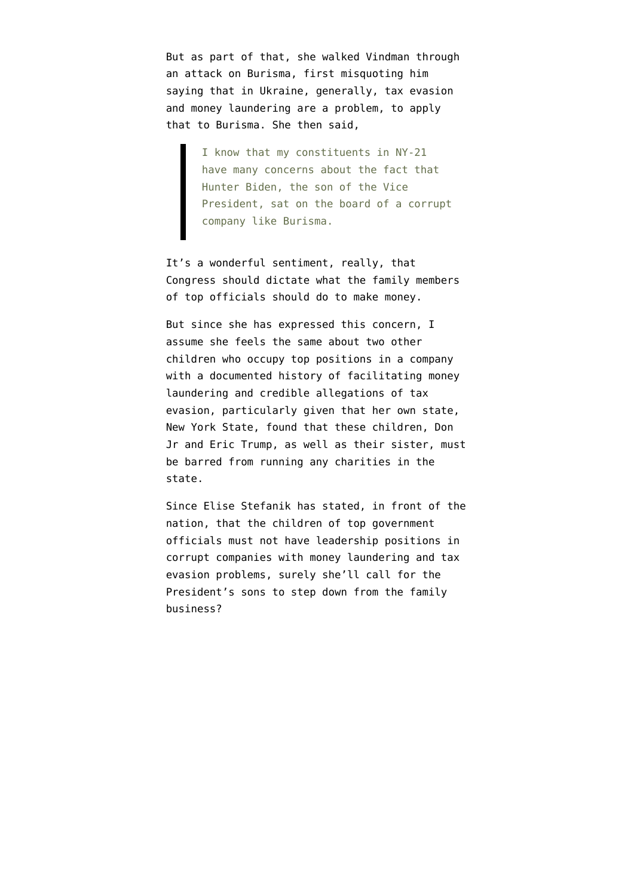But as part of that, she walked Vindman through an attack on Burisma, first misquoting him saying that in Ukraine, generally, tax evasion and money laundering are a problem, to apply that to Burisma. She then said,

> I know that my constituents in NY-21 have many concerns about the fact that Hunter Biden, the son of the Vice President, sat on the board of a corrupt company like Burisma.

It's a wonderful sentiment, really, that Congress should dictate what the family members of top officials should do to make money.

But since she has expressed this concern, I assume she feels the same about two other children who occupy top positions in a company with a documented history of facilitating money laundering and credible allegations of tax evasion, particularly given that her own state, New York State, found that these children, Don Jr and Eric Trump, as well as their sister, must be barred from running any charities in the state.

Since Elise Stefanik has stated, in front of the nation, that the children of top government officials must not have leadership positions in corrupt companies with money laundering and tax evasion problems, surely she'll call for the President's sons to step down from the family business?